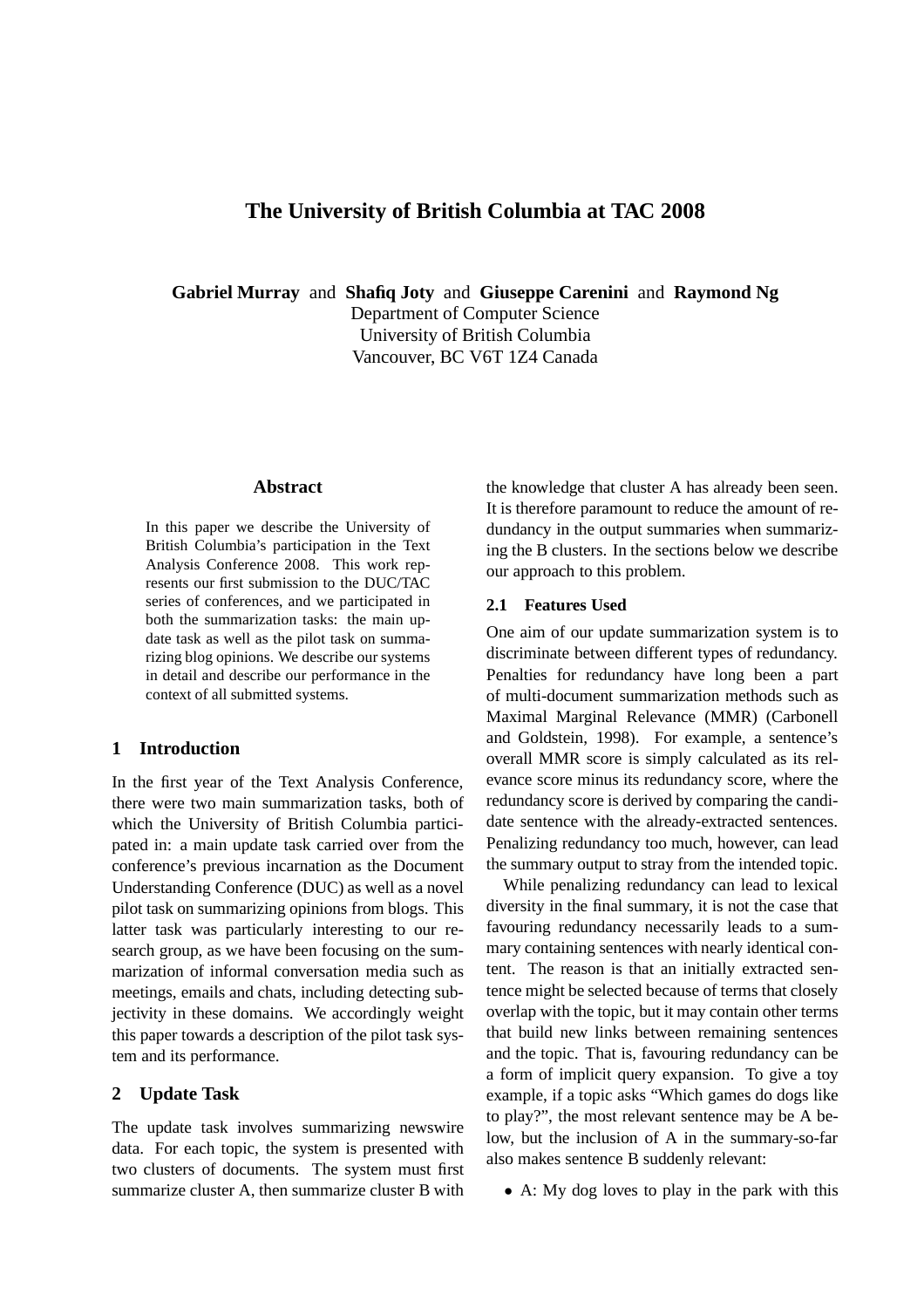# The University of British Columbia at TAC 2008

**Gabriel Murray** and **Shafiq Joty** and **Giuseppe Carenini** and **Raymond Ng**
Department of Computer Science
University of British Columbia
Vancouver, BC V6T 1Z4 Canada

## Abstract

In this paper we describe the University of British Columbia's participation in the Text Analysis Conference 2008. This work represents our first submission to the DUC/TAC series of conferences, and we participated in both the summarization tasks: the main update task as well as the pilot task on summarizing blog opinions. We describe our systems in detail and describe our performance in the context of all submitted systems.

## 1 Introduction

In the first year of the Text Analysis Conference, there were two main summarization tasks, both of which the University of British Columbia participated in: a main update task carried over from the conference's previous incarnation as the Document Understanding Conference (DUC) as well as a novel pilot task on summarizing opinions from blogs. This latter task was particularly interesting to our research group, as we have been focusing on the summarization of informal conversation media such as meetings, emails and chats, including detecting subjectivity in these domains. We accordingly weight this paper towards a description of the pilot task system and its performance.

## 2 Update Task

The update task involves summarizing newswire data. For each topic, the system is presented with two clusters of documents. The system must first summarize cluster A, then summarize cluster B with the knowledge that cluster A has already been seen. It is therefore paramount to reduce the amount of redundancy in the output summaries when summarizing the B clusters. In the sections below we describe our approach to this problem.

### 2.1 Features Used

One aim of our update summarization system is to discriminate between different types of redundancy. Penalties for redundancy have long been a part of multi-document summarization methods such as Maximal Marginal Relevance (MMR) (Carbonell and Goldstein, 1998). For example, a sentence's overall MMR score is simply calculated as its relevance score minus its redundancy score, where the redundancy score is derived by comparing the candidate sentence with the already-extracted sentences. Penalizing redundancy too much, however, can lead the summary output to stray from the intended topic.

While penalizing redundancy can lead to lexical diversity in the final summary, it is not the case that favouring redundancy necessarily leads to a summary containing sentences with nearly identical content. The reason is that an initially extracted sentence might be selected because of terms that closely overlap with the topic, but it may contain other terms that build new links between remaining sentences and the topic. That is, favouring redundancy can be a form of implicit query expansion. To give a toy example, if a topic asks "Which games do dogs like to play?", the most relevant sentence may be A below, but the inclusion of A in the summary-so-far also makes sentence B suddenly relevant:

- A: My dog loves to play in the park with this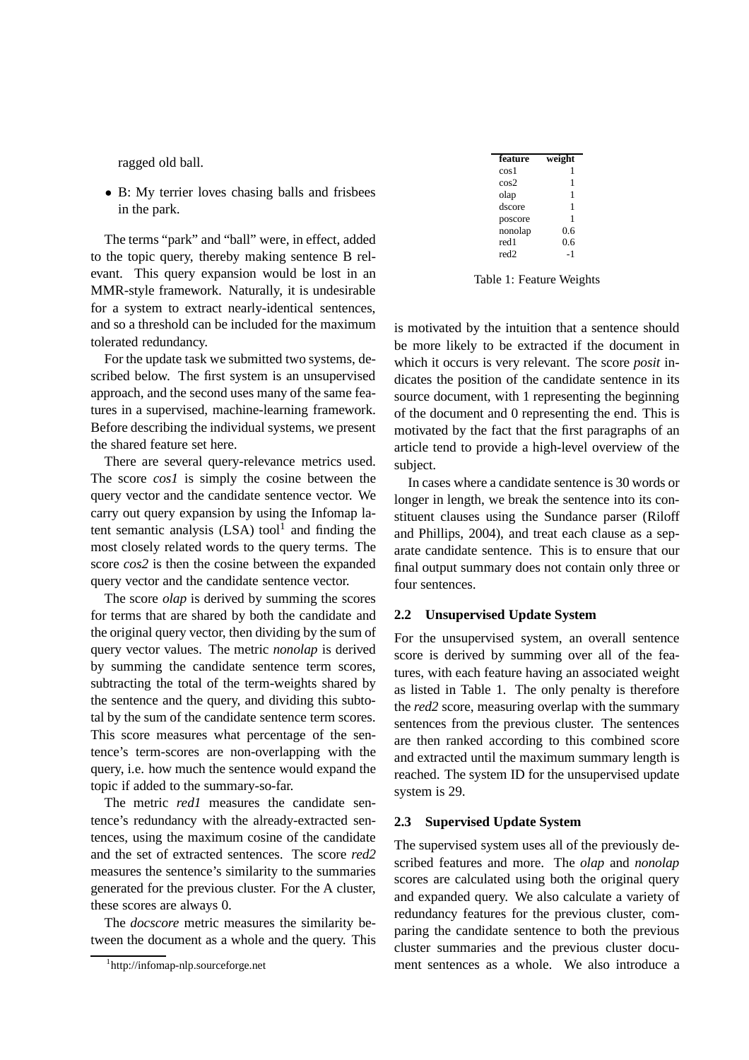ragged old ball.

- B: My terrier loves chasing balls and frisbees in the park.

The terms "park" and "ball" were, in effect, added to the topic query, thereby making sentence B relevant. This query expansion would be lost in an MMR-style framework. Naturally, it is undesirable for a system to extract nearly-identical sentences, and so a threshold can be included for the maximum tolerated redundancy.

For the update task we submitted two systems, described below. The first system is an unsupervised approach, and the second uses many of the same features in a supervised, machine-learning framework. Before describing the individual systems, we present the shared feature set here.

There are several query-relevance metrics used. The score *cos1* is simply the cosine between the query vector and the candidate sentence vector. We carry out query expansion by using the Infomap latent semantic analysis (LSA) tool[1] and finding the most closely related words to the query terms. The score *cos2* is then the cosine between the expanded query vector and the candidate sentence vector.

The score *olap* is derived by summing the scores for terms that are shared by both the candidate and the original query vector, then dividing by the sum of query vector values. The metric *nonolap* is derived by summing the candidate sentence term scores, subtracting the total of the term-weights shared by the sentence and the query, and dividing this subtotal by the sum of the candidate sentence term scores. This score measures what percentage of the sentence's term-scores are non-overlapping with the query, i.e. how much the sentence would expand the topic if added to the summary-so-far.

The metric *red1* measures the candidate sentence's redundancy with the already-extracted sentences, using the maximum cosine of the candidate and the set of extracted sentences. The score *red2* measures the sentence's similarity to the summaries generated for the previous cluster. For the A cluster, these scores are always 0.

The *docscore* metric measures the similarity between the document as a whole and the query. This is motivated by the intuition that a sentence should be more likely to be extracted if the document in which it occurs is very relevant. The score *posit* indicates the position of the candidate sentence in its source document, with 1 representing the beginning of the document and 0 representing the end. This is motivated by the fact that the first paragraphs of an article tend to provide a high-level overview of the subject.

| feature | weight |
|---|---|
| cos1 | 1 |
| cos2 | 1 |
| olap | 1 |
| dscore | 1 |
| poscore | 1 |
| nonolap | 0.6 |
| red1 | 0.6 |
| red2 | -1 |

Table 1: Feature Weights

In cases where a candidate sentence is 30 words or longer in length, we break the sentence into its constituent clauses using the Sundance parser (Riloff and Phillips, 2004), and treat each clause as a separate candidate sentence. This is to ensure that our final output summary does not contain only three or four sentences.

### 2.2 Unsupervised Update System

For the unsupervised system, an overall sentence score is derived by summing over all of the features, with each feature having an associated weight as listed in Table 1. The only penalty is therefore the *red2* score, measuring overlap with the summary sentences from the previous cluster. The sentences are then ranked according to this combined score and extracted until the maximum summary length is reached. The system ID for the unsupervised update system is 29.

### 2.3 Supervised Update System

The supervised system uses all of the previously described features and more. The *olap* and *nonolap* scores are calculated using both the original query and expanded query. We also calculate a variety of redundancy features for the previous cluster, comparing the candidate sentence to both the previous cluster summaries and the previous cluster document sentences as a whole. We also introduce a

[1] http://infomap-nlp.sourceforge.net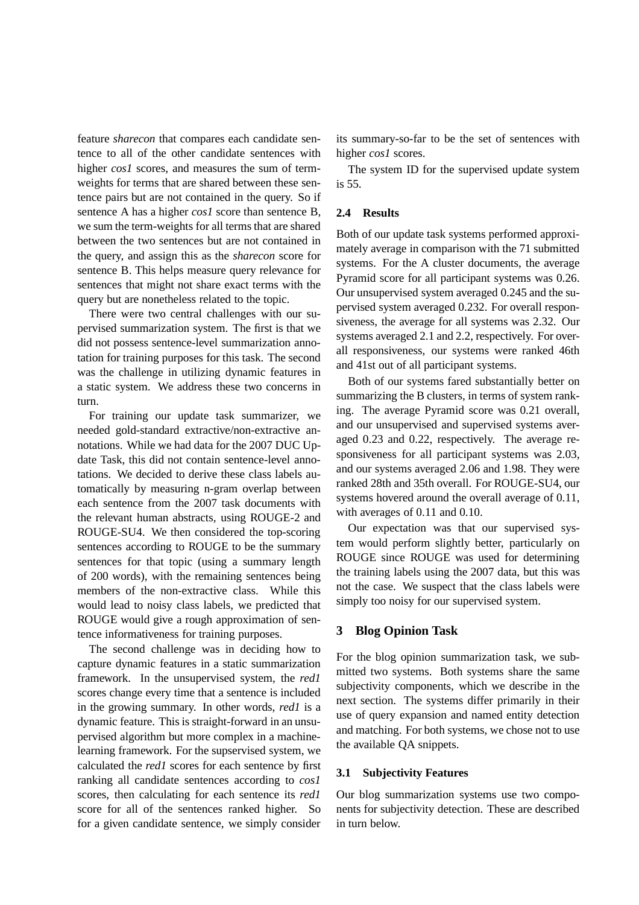feature *sharecon* that compares each candidate sentence to all of the other candidate sentences with higher *cos1* scores, and measures the sum of term-weights for terms that are shared between these sentence pairs but are not contained in the query. So if sentence A has a higher *cos1* score than sentence B, we sum the term-weights for all terms that are shared between the two sentences but are not contained in the query, and assign this as the *sharecon* score for sentence B. This helps measure query relevance for sentences that might not share exact terms with the query but are nonetheless related to the topic.

There were two central challenges with our supervised summarization system. The first is that we did not possess sentence-level summarization annotation for training purposes for this task. The second was the challenge in utilizing dynamic features in a static system. We address these two concerns in turn.

For training our update task summarizer, we needed gold-standard extractive/non-extractive annotations. While we had data for the 2007 DUC Update Task, this did not contain sentence-level annotations. We decided to derive these class labels automatically by measuring n-gram overlap between each sentence from the 2007 task documents with the relevant human abstracts, using ROUGE-2 and ROUGE-SU4. We then considered the top-scoring sentences according to ROUGE to be the summary sentences for that topic (using a summary length of 200 words), with the remaining sentences being members of the non-extractive class. While this would lead to noisy class labels, we predicted that ROUGE would give a rough approximation of sentence informativeness for training purposes.

The second challenge was in deciding how to capture dynamic features in a static summarization framework. In the unsupervised system, the *red1* scores change every time that a sentence is included in the growing summary. In other words, *red1* is a dynamic feature. This is straight-forward in an unsupervised algorithm but more complex in a machine-learning framework. For the supservised system, we calculated the *red1* scores for each sentence by first ranking all candidate sentences according to *cos1* scores, then calculating for each sentence its *red1* score for all of the sentences ranked higher. So for a given candidate sentence, we simply consider its summary-so-far to be the set of sentences with higher *cos1* scores.

The system ID for the supervised update system is 55.

### 2.4 Results

Both of our update task systems performed approximately average in comparison with the 71 submitted systems. For the A cluster documents, the average Pyramid score for all participant systems was 0.26. Our unsupervised system averaged 0.245 and the supervised system averaged 0.232. For overall responsiveness, the average for all systems was 2.32. Our systems averaged 2.1 and 2.2, respectively. For overall responsiveness, our systems were ranked 46th and 41st out of all participant systems.

Both of our systems fared substantially better on summarizing the B clusters, in terms of system ranking. The average Pyramid score was 0.21 overall, and our unsupervised and supervised systems averaged 0.23 and 0.22, respectively. The average responsiveness for all participant systems was 2.03, and our systems averaged 2.06 and 1.98. They were ranked 28th and 35th overall. For ROUGE-SU4, our systems hovered around the overall average of 0.11, with averages of 0.11 and 0.10.

Our expectation was that our supervised system would perform slightly better, particularly on ROUGE since ROUGE was used for determining the training labels using the 2007 data, but this was not the case. We suspect that the class labels were simply too noisy for our supervised system.

## 3 Blog Opinion Task

For the blog opinion summarization task, we submitted two systems. Both systems share the same subjectivity components, which we describe in the next section. The systems differ primarily in their use of query expansion and named entity detection and matching. For both systems, we chose not to use the available QA snippets.

### 3.1 Subjectivity Features

Our blog summarization systems use two components for subjectivity detection. These are described in turn below.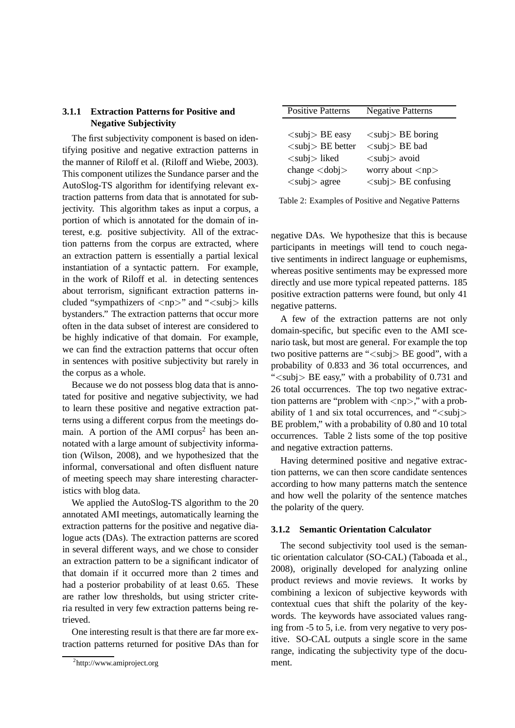### 3.1.1 Extraction Patterns for Positive and Negative Subjectivity

The first subjectivity component is based on identifying positive and negative extraction patterns in the manner of Riloff et al. (Riloff and Wiebe, 2003). This component utilizes the Sundance parser and the AutoSlog-TS algorithm for identifying relevant extraction patterns from data that is annotated for subjectivity. This algorithm takes as input a corpus, a portion of which is annotated for the domain of interest, e.g. positive subjectivity. All of the extraction patterns from the corpus are extracted, where an extraction pattern is essentially a partial lexical instantiation of a syntactic pattern. For example, in the work of Riloff et al. in detecting sentences about terrorism, significant extraction patterns included "sympathizers of <np>" and "<subj> kills bystanders." The extraction patterns that occur more often in the data subset of interest are considered to be highly indicative of that domain. For example, we can find the extraction patterns that occur often in sentences with positive subjectivity but rarely in the corpus as a whole.

Because we do not possess blog data that is annotated for positive and negative subjectivity, we had to learn these positive and negative extraction patterns using a different corpus from the meetings domain. A portion of the AMI corpus[2] has been annotated with a large amount of subjectivity information (Wilson, 2008), and we hypothesized that the informal, conversational and often disfluent nature of meeting speech may share interesting characteristics with blog data.

We applied the AutoSlog-TS algorithm to the 20 annotated AMI meetings, automatically learning the extraction patterns for the positive and negative dialogue acts (DAs). The extraction patterns are scored in several different ways, and we chose to consider an extraction pattern to be a significant indicator of that domain if it occurred more than 2 times and had a posterior probability of at least 0.65. These are rather low thresholds, but using stricter criteria resulted in very few extraction patterns being retrieved.

One interesting result is that there are far more extraction patterns returned for positive DAs than for negative DAs. We hypothesize that this is because participants in meetings will tend to couch negative sentiments in indirect language or euphemisms, whereas positive sentiments may be expressed more directly and use more typical repeated patterns. 185 positive extraction patterns were found, but only 41 negative patterns.

[2] http://www.amiproject.org

| Positive Patterns | Negative Patterns |
|---|---|
| <subj> BE easy | <subj> BE boring |
| <subj> BE better | <subj> BE bad |
| <subj> liked | <subj> avoid |
| change <dobj> | worry about <np> |
| <subj> agree | <subj> BE confusing |

Table 2: Examples of Positive and Negative Patterns

A few of the extraction patterns are not only domain-specific, but specific even to the AMI scenario task, but most are general. For example the top two positive patterns are "<subj> BE good", with a probability of 0.833 and 36 total occurrences, and "<subj> BE easy," with a probability of 0.731 and 26 total occurrences. The top two negative extraction patterns are "problem with <np>," with a probability of 1 and six total occurrences, and "<subj> BE problem," with a probability of 0.80 and 10 total occurrences. Table 2 lists some of the top positive and negative extraction patterns.

Having determined positive and negative extraction patterns, we can then score candidate sentences according to how many patterns match the sentence and how well the polarity of the sentence matches the polarity of the query.

### 3.1.2 Semantic Orientation Calculator

The second subjectivity tool used is the semantic orientation calculator (SO-CAL) (Taboada et al., 2008), originally developed for analyzing online product reviews and movie reviews. It works by combining a lexicon of subjective keywords with contextual cues that shift the polarity of the keywords. The keywords have associated values ranging from -5 to 5, i.e. from very negative to very positive. SO-CAL outputs a single score in the same range, indicating the subjectivity type of the document.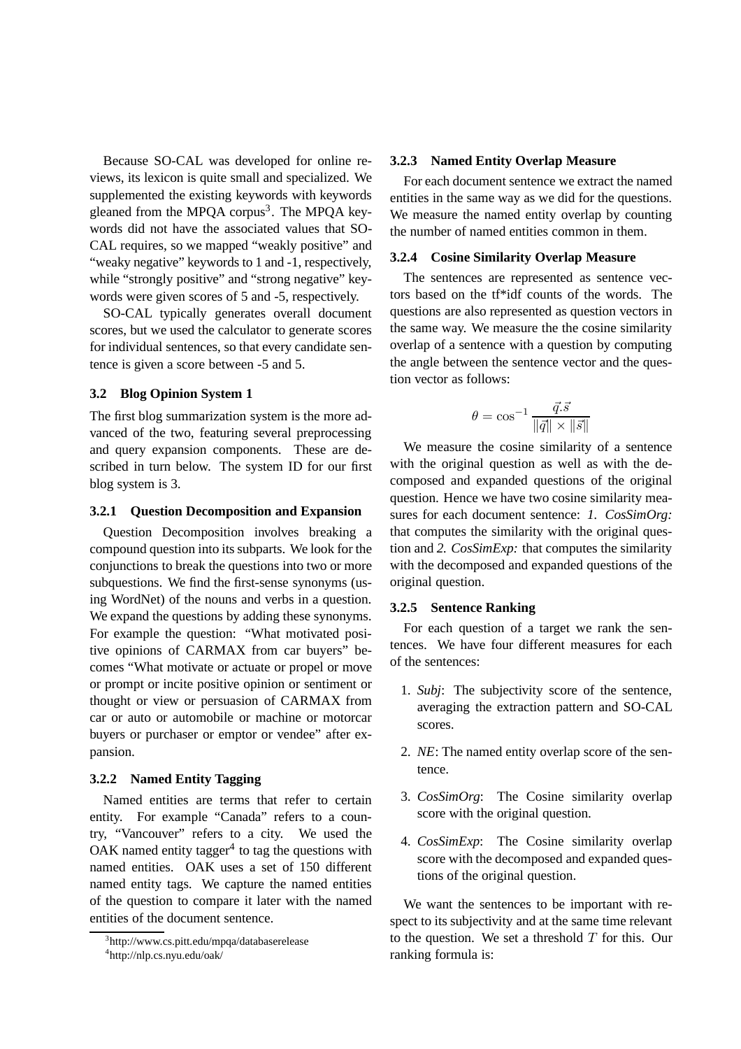Because SO-CAL was developed for online reviews, its lexicon is quite small and specialized. We supplemented the existing keywords with keywords gleaned from the MPQA corpus[3]. The MPQA keywords did not have the associated values that SO-CAL requires, so we mapped "weakly positive" and "weaky negative" keywords to 1 and -1, respectively, while "strongly positive" and "strong negative" keywords were given scores of 5 and -5, respectively.

SO-CAL typically generates overall document scores, but we used the calculator to generate scores for individual sentences, so that every candidate sentence is given a score between -5 and 5.

### 3.2 Blog Opinion System 1

The first blog summarization system is the more advanced of the two, featuring several preprocessing and query expansion components. These are described in turn below. The system ID for our first blog system is 3.

#### 3.2.1 Question Decomposition and Expansion

Question Decomposition involves breaking a compound question into its subparts. We look for the conjunctions to break the questions into two or more subquestions. We find the first-sense synonyms (using WordNet) of the nouns and verbs in a question. We expand the questions by adding these synonyms. For example the question: "What motivated positive opinions of CARMAX from car buyers" becomes "What motivate or actuate or propel or move or prompt or incite positive opinion or sentiment or thought or view or persuasion of CARMAX from car or auto or automobile or machine or motorcar buyers or purchaser or emptor or vendee" after expansion.

#### 3.2.2 Named Entity Tagging

Named entities are terms that refer to certain entity. For example "Canada" refers to a country, "Vancouver" refers to a city. We used the OAK named entity tagger[4] to tag the questions with named entities. OAK uses a set of 150 different named entity tags. We capture the named entities of the question to compare it later with the named entities of the document sentence.

[3] http://www.cs.pitt.edu/mpqa/databaserelease

[4] http://nlp.cs.nyu.edu/oak/

#### 3.2.3 Named Entity Overlap Measure

For each document sentence we extract the named entities in the same way as we did for the questions. We measure the named entity overlap by counting the number of named entities common in them.

#### 3.2.4 Cosine Similarity Overlap Measure

The sentences are represented as sentence vectors based on the tf*idf counts of the words. The questions are also represented as question vectors in the same way. We measure the the cosine similarity overlap of a sentence with a question by computing the angle between the sentence vector and the question vector as follows:

$$\theta = \cos^{-1} \frac{\vec{q}.\vec{s}}{\|\vec{q}\| \times \|\vec{s}\|}$$

We measure the cosine similarity of a sentence with the original question as well as with the decomposed and expanded questions of the original question. Hence we have two cosine similarity measures for each document sentence: *1. CosSimOrg:* that computes the similarity with the original question and *2. CosSimExp:* that computes the similarity with the decomposed and expanded questions of the original question.

#### 3.2.5 Sentence Ranking

For each question of a target we rank the sentences. We have four different measures for each of the sentences:

1. *Subj*: The subjectivity score of the sentence, averaging the extraction pattern and SO-CAL scores.

2. *NE*: The named entity overlap score of the sentence.

3. *CosSimOrg*: The Cosine similarity overlap score with the original question.

4. *CosSimExp*: The Cosine similarity overlap score with the decomposed and expanded questions of the original question.

We want the sentences to be important with respect to its subjectivity and at the same time relevant to the question. We set a threshold $T$ for this. Our ranking formula is: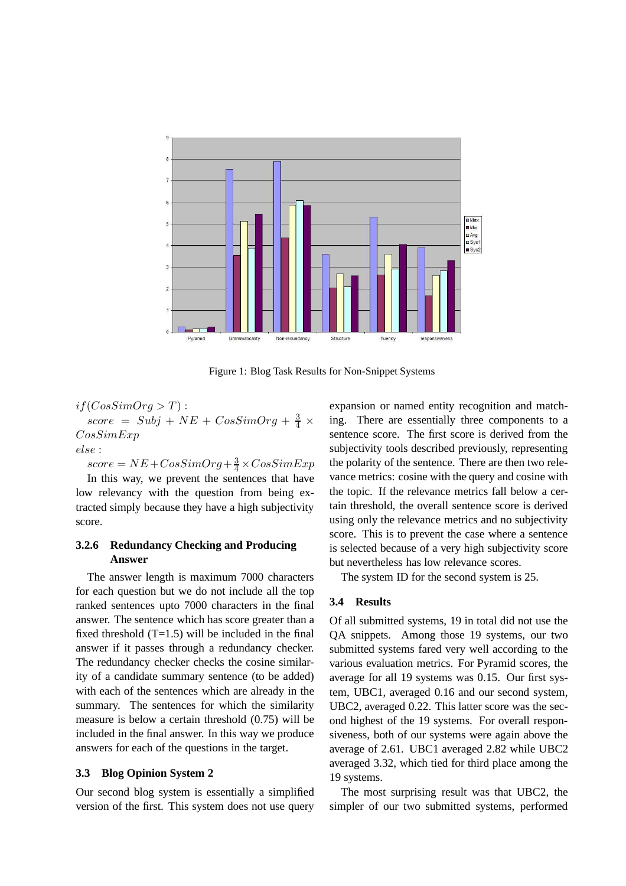Figure 1: Blog Task Results for Non-Snippet Systems

$if(CosSimOrg > T):$

$score = Subj + NE + CosSimOrg + \frac{3}{4} \times CosSimExp$

$else:$

$score = NE + CosSimOrg + \frac{3}{4} \times CosSimExp$

In this way, we prevent the sentences that have low relevancy with the question from being extracted simply because they have a high subjectivity score.

#### 3.2.6 Redundancy Checking and Producing Answer

The answer length is maximum 7000 characters for each question but we do not include all the top ranked sentences upto 7000 characters in the final answer. The sentence which has score greater than a fixed threshold (T=1.5) will be included in the final answer if it passes through a redundancy checker. The redundancy checker checks the cosine similarity of a candidate summary sentence (to be added) with each of the sentences which are already in the summary. The sentences for which the similarity measure is below a certain threshold (0.75) will be included in the final answer. In this way we produce answers for each of the questions in the target.

### 3.3 Blog Opinion System 2

Our second blog system is essentially a simplified version of the first. This system does not use query expansion or named entity recognition and matching. There are essentially three components to a sentence score. The first score is derived from the subjectivity tools described previously, representing the polarity of the sentence. There are then two relevance metrics: cosine with the query and cosine with the topic. If the relevance metrics fall below a certain threshold, the overall sentence score is derived using only the relevance metrics and no subjectivity score. This is to prevent the case where a sentence is selected because of a very high subjectivity score but nevertheless has low relevance scores.

The system ID for the second system is 25.

### 3.4 Results

Of all submitted systems, 19 in total did not use the QA snippets. Among those 19 systems, our two submitted systems fared very well according to the various evaluation metrics. For Pyramid scores, the average for all 19 systems was 0.15. Our first system, UBC1, averaged 0.16 and our second system, UBC2, averaged 0.22. This latter score was the second highest of the 19 systems. For overall responsiveness, both of our systems were again above the average of 2.61. UBC1 averaged 2.82 while UBC2 averaged 3.32, which tied for third place among the 19 systems.

The most surprising result was that UBC2, the simpler of our two submitted systems, performed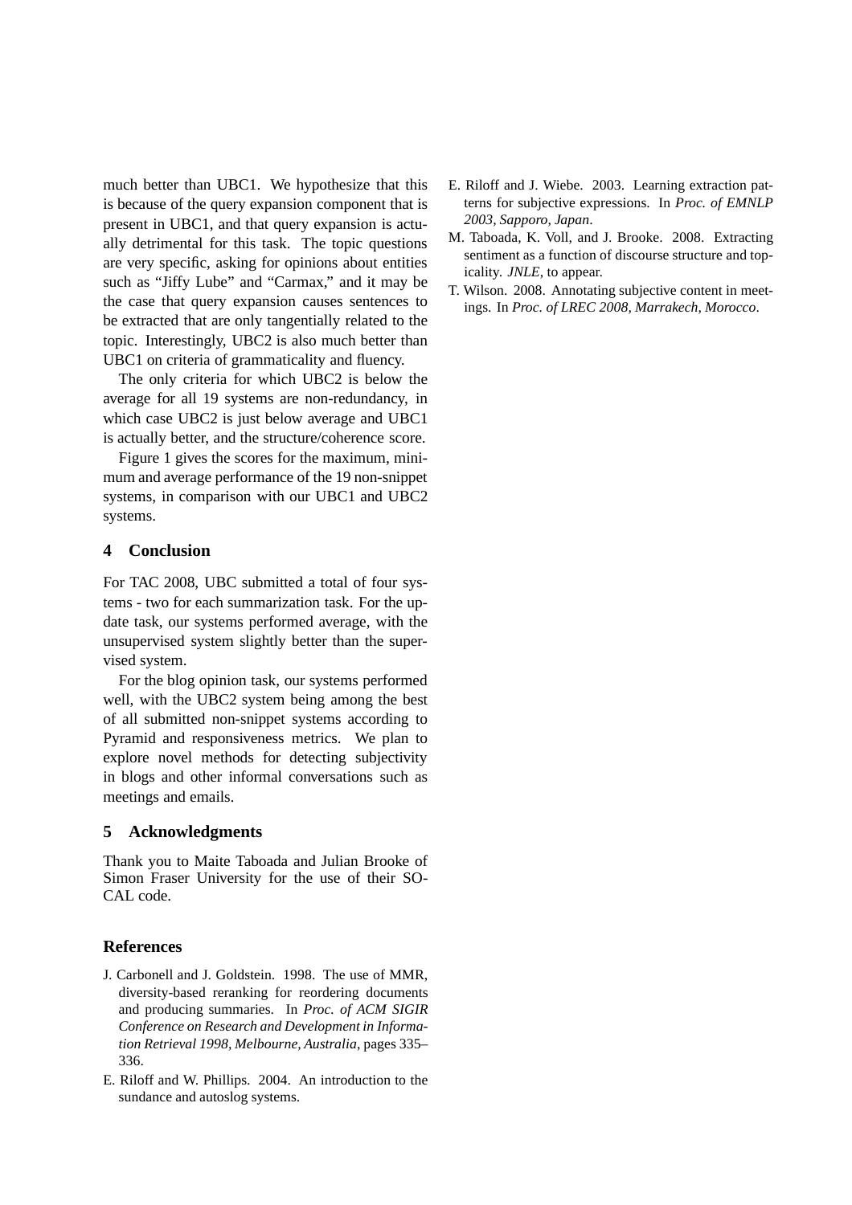much better than UBC1. We hypothesize that this is because of the query expansion component that is present in UBC1, and that query expansion is actually detrimental for this task. The topic questions are very specific, asking for opinions about entities such as "Jiffy Lube" and "Carmax," and it may be the case that query expansion causes sentences to be extracted that are only tangentially related to the topic. Interestingly, UBC2 is also much better than UBC1 on criteria of grammaticality and fluency.

The only criteria for which UBC2 is below the average for all 19 systems are non-redundancy, in which case UBC2 is just below average and UBC1 is actually better, and the structure/coherence score.

Figure 1 gives the scores for the maximum, minimum and average performance of the 19 non-snippet systems, in comparison with our UBC1 and UBC2 systems.

## 4 Conclusion

For TAC 2008, UBC submitted a total of four systems - two for each summarization task. For the update task, our systems performed average, with the unsupervised system slightly better than the supervised system.

For the blog opinion task, our systems performed well, with the UBC2 system being among the best of all submitted non-snippet systems according to Pyramid and responsiveness metrics. We plan to explore novel methods for detecting subjectivity in blogs and other informal conversations such as meetings and emails.

## 5 Acknowledgments

Thank you to Maite Taboada and Julian Brooke of Simon Fraser University for the use of their SO-CAL code.

## References

J. Carbonell and J. Goldstein. 1998. The use of MMR, diversity-based reranking for reordering documents and producing summaries. In *Proc. of ACM SIGIR Conference on Research and Development in Information Retrieval 1998, Melbourne, Australia*, pages 335–336.

E. Riloff and W. Phillips. 2004. An introduction to the sundance and autoslog systems.

E. Riloff and J. Wiebe. 2003. Learning extraction patterns for subjective expressions. In *Proc. of EMNLP 2003, Sapporo, Japan*.

M. Taboada, K. Voll, and J. Brooke. 2008. Extracting sentiment as a function of discourse structure and topicality. *JNLE*, to appear.

T. Wilson. 2008. Annotating subjective content in meetings. In *Proc. of LREC 2008, Marrakech, Morocco*.